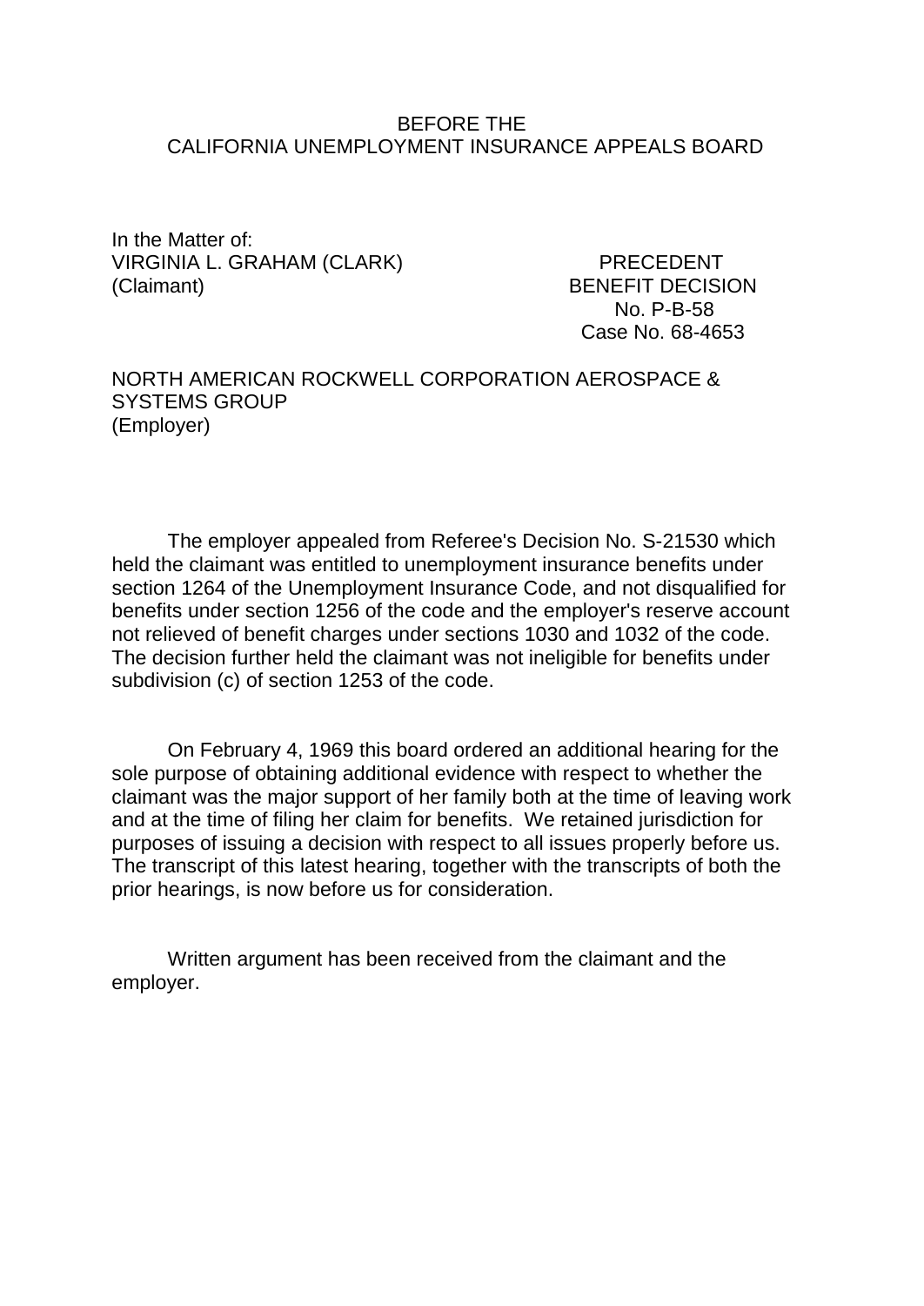BEFORE THE
CALIFORNIA UNEMPLOYMENT INSURANCE APPEALS BOARD

In the Matter of:
VIRGINIA L. GRAHAM (CLARK)
(Claimant)

PRECEDENT
BENEFIT DECISION
No. P-B-58
Case No. 68-4653

NORTH AMERICAN ROCKWELL CORPORATION AEROSPACE & SYSTEMS GROUP
(Employer)

The employer appealed from Referee's Decision No. S-21530 which held the claimant was entitled to unemployment insurance benefits under section 1264 of the Unemployment Insurance Code, and not disqualified for benefits under section 1256 of the code and the employer's reserve account not relieved of benefit charges under sections 1030 and 1032 of the code. The decision further held the claimant was not ineligible for benefits under subdivision (c) of section 1253 of the code.

On February 4, 1969 this board ordered an additional hearing for the sole purpose of obtaining additional evidence with respect to whether the claimant was the major support of her family both at the time of leaving work and at the time of filing her claim for benefits. We retained jurisdiction for purposes of issuing a decision with respect to all issues properly before us. The transcript of this latest hearing, together with the transcripts of both the prior hearings, is now before us for consideration.

Written argument has been received from the claimant and the employer.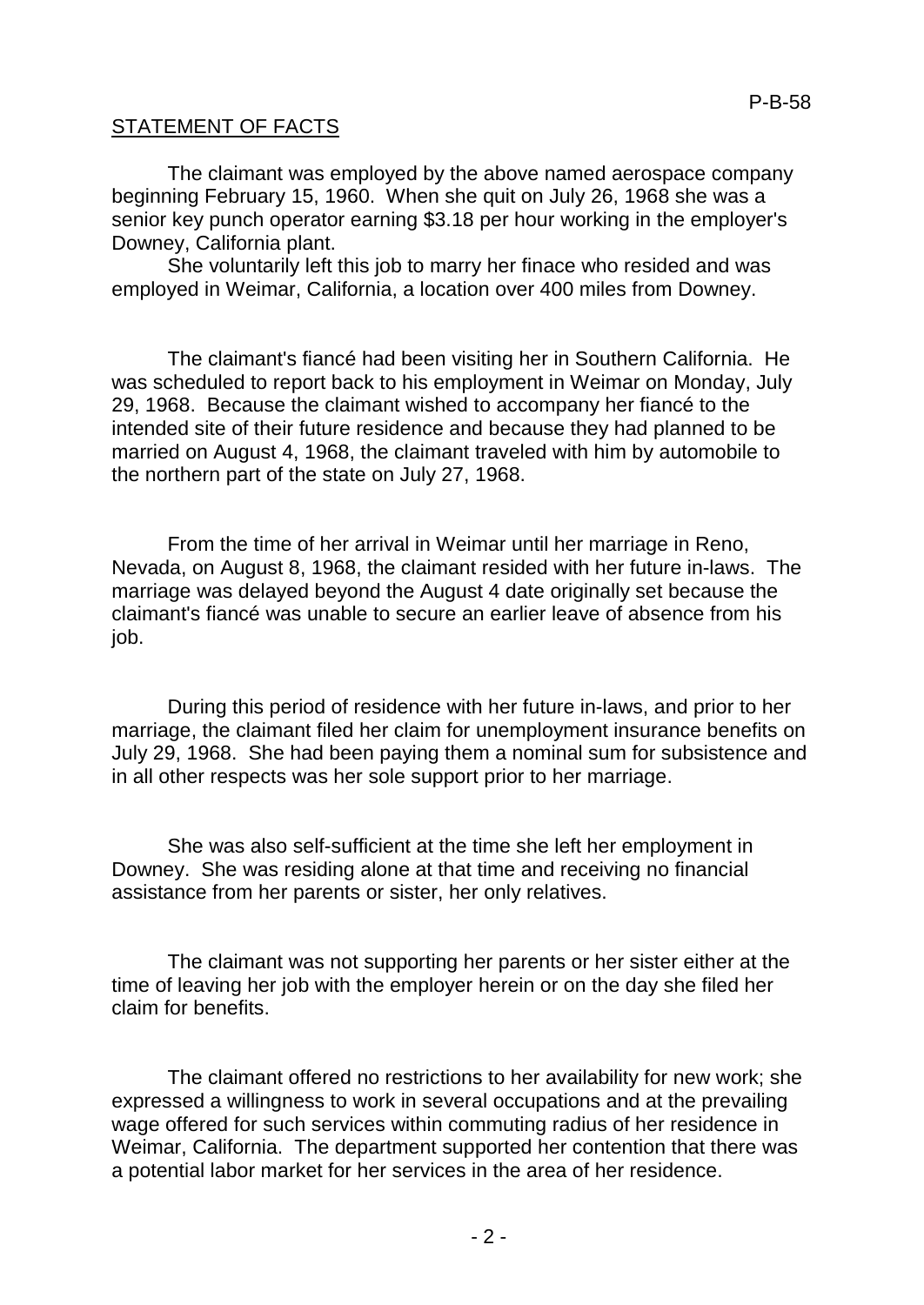STATEMENT OF FACTS

The claimant was employed by the above named aerospace company beginning February 15, 1960. When she quit on July 26, 1968 she was a senior key punch operator earning $3.18 per hour working in the employer's Downey, California plant.

She voluntarily left this job to marry her finace who resided and was employed in Weimar, California, a location over 400 miles from Downey.

The claimant's fiancé had been visiting her in Southern California. He was scheduled to report back to his employment in Weimar on Monday, July 29, 1968. Because the claimant wished to accompany her fiancé to the intended site of their future residence and because they had planned to be married on August 4, 1968, the claimant traveled with him by automobile to the northern part of the state on July 27, 1968.

From the time of her arrival in Weimar until her marriage in Reno, Nevada, on August 8, 1968, the claimant resided with her future in-laws. The marriage was delayed beyond the August 4 date originally set because the claimant's fiancé was unable to secure an earlier leave of absence from his job.

During this period of residence with her future in-laws, and prior to her marriage, the claimant filed her claim for unemployment insurance benefits on July 29, 1968. She had been paying them a nominal sum for subsistence and in all other respects was her sole support prior to her marriage.

She was also self-sufficient at the time she left her employment in Downey. She was residing alone at that time and receiving no financial assistance from her parents or sister, her only relatives.

The claimant was not supporting her parents or her sister either at the time of leaving her job with the employer herein or on the day she filed her claim for benefits.

The claimant offered no restrictions to her availability for new work; she expressed a willingness to work in several occupations and at the prevailing wage offered for such services within commuting radius of her residence in Weimar, California. The department supported her contention that there was a potential labor market for her services in the area of her residence.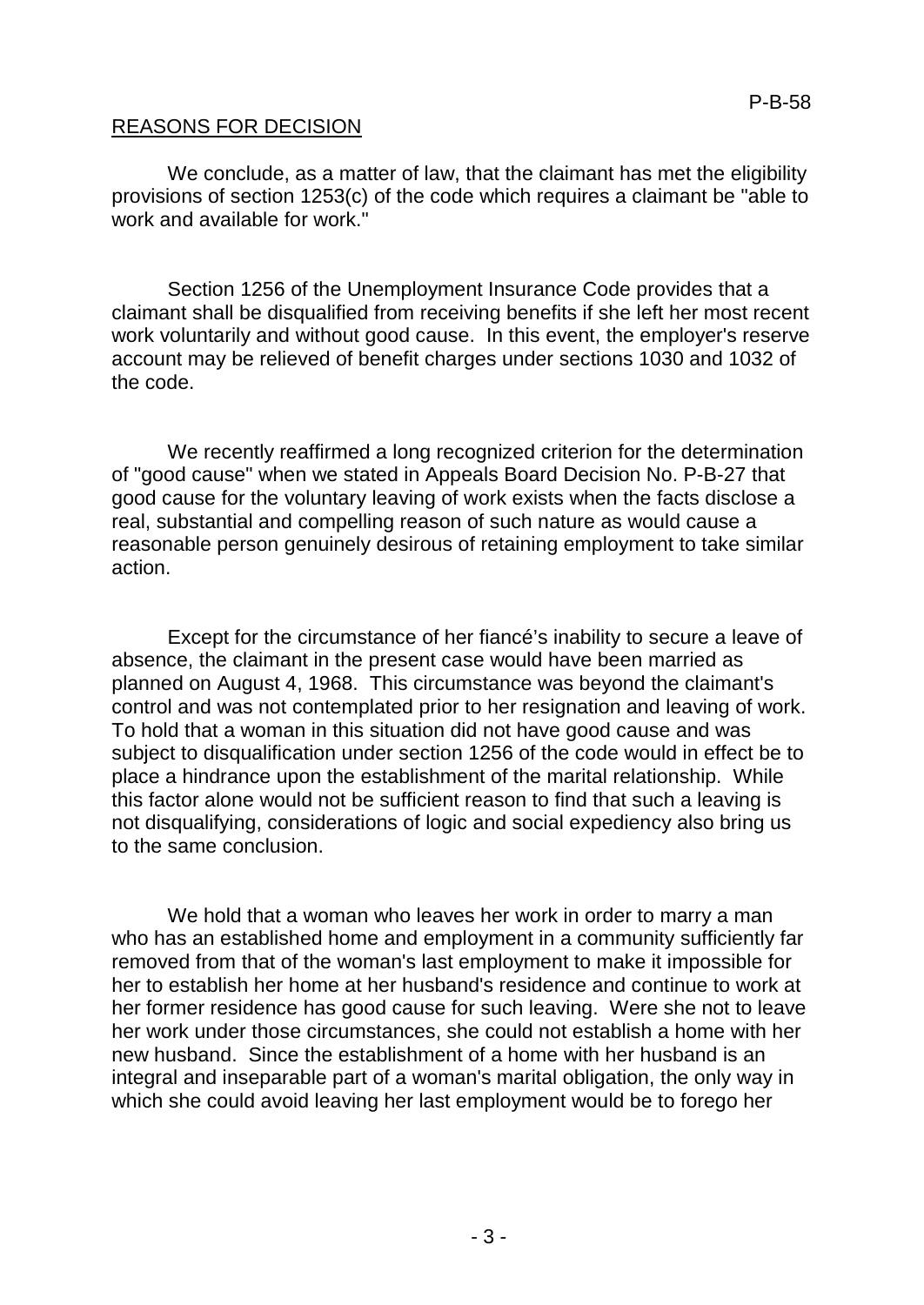## REASONS FOR DECISION

We conclude, as a matter of law, that the claimant has met the eligibility provisions of section 1253(c) of the code which requires a claimant be "able to work and available for work."

Section 1256 of the Unemployment Insurance Code provides that a claimant shall be disqualified from receiving benefits if she left her most recent work voluntarily and without good cause. In this event, the employer's reserve account may be relieved of benefit charges under sections 1030 and 1032 of the code.

We recently reaffirmed a long recognized criterion for the determination of "good cause" when we stated in Appeals Board Decision No. P-B-27 that good cause for the voluntary leaving of work exists when the facts disclose a real, substantial and compelling reason of such nature as would cause a reasonable person genuinely desirous of retaining employment to take similar action.

Except for the circumstance of her fiancé's inability to secure a leave of absence, the claimant in the present case would have been married as planned on August 4, 1968. This circumstance was beyond the claimant's control and was not contemplated prior to her resignation and leaving of work. To hold that a woman in this situation did not have good cause and was subject to disqualification under section 1256 of the code would in effect be to place a hindrance upon the establishment of the marital relationship. While this factor alone would not be sufficient reason to find that such a leaving is not disqualifying, considerations of logic and social expediency also bring us to the same conclusion.

We hold that a woman who leaves her work in order to marry a man who has an established home and employment in a community sufficiently far removed from that of the woman's last employment to make it impossible for her to establish her home at her husband's residence and continue to work at her former residence has good cause for such leaving. Were she not to leave her work under those circumstances, she could not establish a home with her new husband. Since the establishment of a home with her husband is an integral and inseparable part of a woman's marital obligation, the only way in which she could avoid leaving her last employment would be to forego her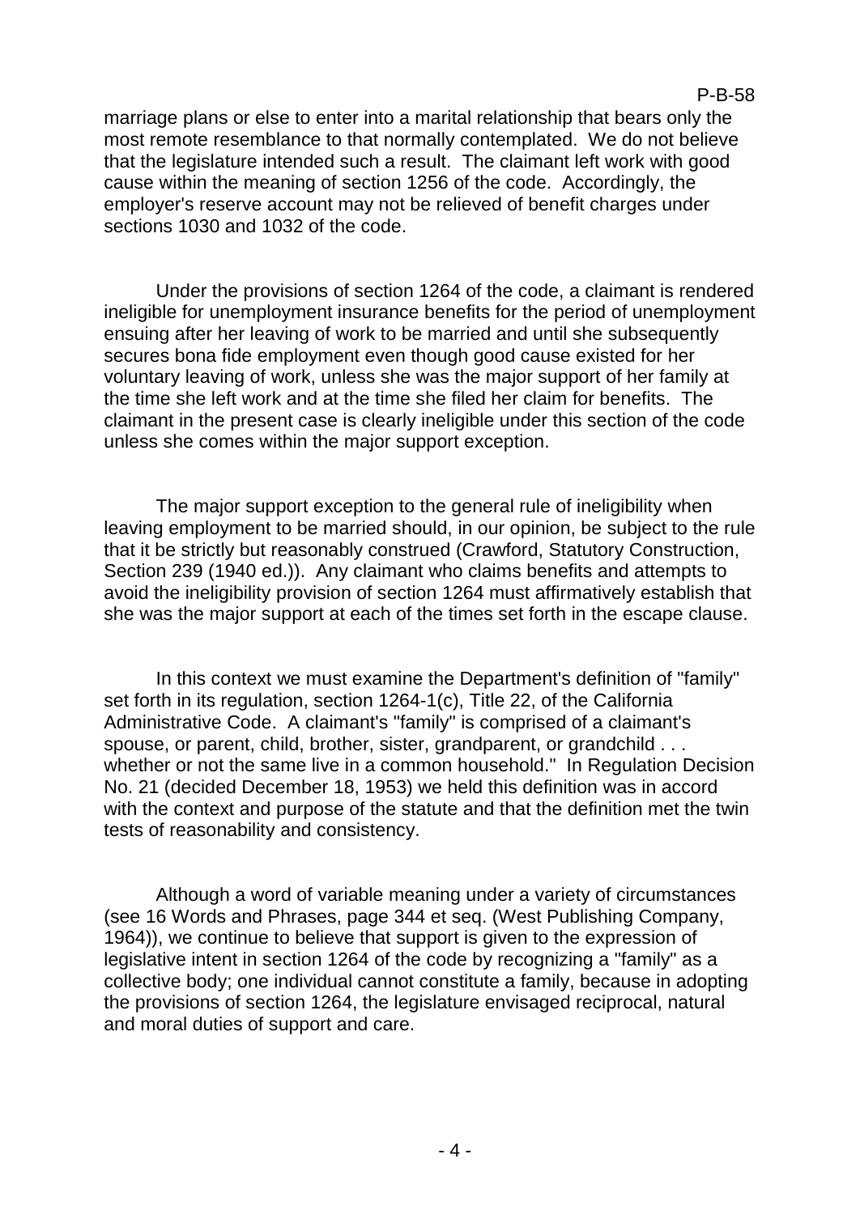marriage plans or else to enter into a marital relationship that bears only the most remote resemblance to that normally contemplated. We do not believe that the legislature intended such a result. The claimant left work with good cause within the meaning of section 1256 of the code. Accordingly, the employer's reserve account may not be relieved of benefit charges under sections 1030 and 1032 of the code.

Under the provisions of section 1264 of the code, a claimant is rendered ineligible for unemployment insurance benefits for the period of unemployment ensuing after her leaving of work to be married and until she subsequently secures bona fide employment even though good cause existed for her voluntary leaving of work, unless she was the major support of her family at the time she left work and at the time she filed her claim for benefits. The claimant in the present case is clearly ineligible under this section of the code unless she comes within the major support exception.

The major support exception to the general rule of ineligibility when leaving employment to be married should, in our opinion, be subject to the rule that it be strictly but reasonably construed (Crawford, Statutory Construction, Section 239 (1940 ed.)). Any claimant who claims benefits and attempts to avoid the ineligibility provision of section 1264 must affirmatively establish that she was the major support at each of the times set forth in the escape clause.

In this context we must examine the Department's definition of "family" set forth in its regulation, section 1264-1(c), Title 22, of the California Administrative Code. A claimant's "family" is comprised of a claimant's spouse, or parent, child, brother, sister, grandparent, or grandchild . . . whether or not the same live in a common household." In Regulation Decision No. 21 (decided December 18, 1953) we held this definition was in accord with the context and purpose of the statute and that the definition met the twin tests of reasonability and consistency.

Although a word of variable meaning under a variety of circumstances (see 16 Words and Phrases, page 344 et seq. (West Publishing Company, 1964)), we continue to believe that support is given to the expression of legislative intent in section 1264 of the code by recognizing a "family" as a collective body; one individual cannot constitute a family, because in adopting the provisions of section 1264, the legislature envisaged reciprocal, natural and moral duties of support and care.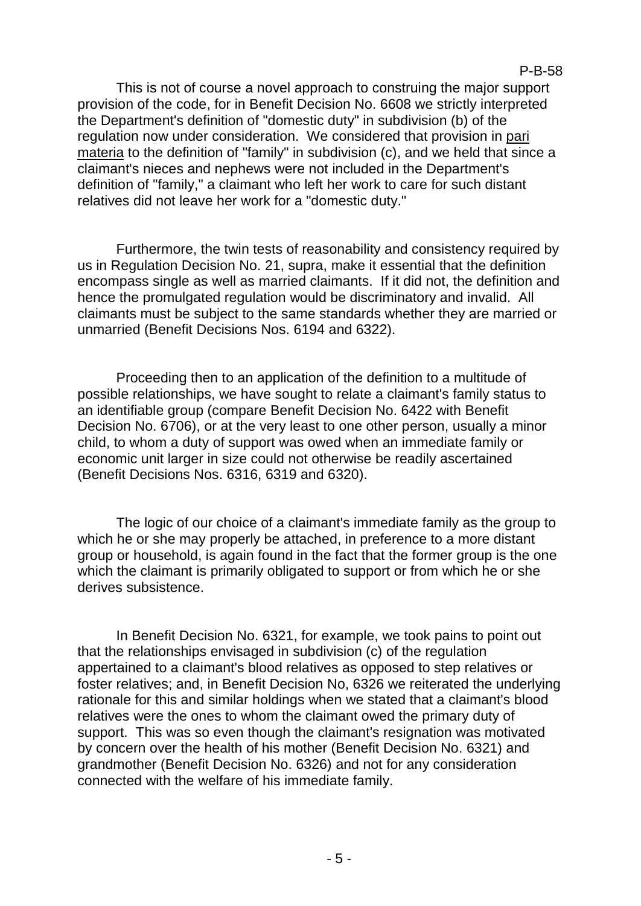This is not of course a novel approach to construing the major support provision of the code, for in Benefit Decision No. 6608 we strictly interpreted the Department's definition of "domestic duty" in subdivision (b) of the regulation now under consideration. We considered that provision in pari materia to the definition of "family" in subdivision (c), and we held that since a claimant's nieces and nephews were not included in the Department's definition of "family," a claimant who left her work to care for such distant relatives did not leave her work for a "domestic duty."

Furthermore, the twin tests of reasonability and consistency required by us in Regulation Decision No. 21, supra, make it essential that the definition encompass single as well as married claimants. If it did not, the definition and hence the promulgated regulation would be discriminatory and invalid. All claimants must be subject to the same standards whether they are married or unmarried (Benefit Decisions Nos. 6194 and 6322).

Proceeding then to an application of the definition to a multitude of possible relationships, we have sought to relate a claimant's family status to an identifiable group (compare Benefit Decision No. 6422 with Benefit Decision No. 6706), or at the very least to one other person, usually a minor child, to whom a duty of support was owed when an immediate family or economic unit larger in size could not otherwise be readily ascertained (Benefit Decisions Nos. 6316, 6319 and 6320).

The logic of our choice of a claimant's immediate family as the group to which he or she may properly be attached, in preference to a more distant group or household, is again found in the fact that the former group is the one which the claimant is primarily obligated to support or from which he or she derives subsistence.

In Benefit Decision No. 6321, for example, we took pains to point out that the relationships envisaged in subdivision (c) of the regulation appertained to a claimant's blood relatives as opposed to step relatives or foster relatives; and, in Benefit Decision No, 6326 we reiterated the underlying rationale for this and similar holdings when we stated that a claimant's blood relatives were the ones to whom the claimant owed the primary duty of support. This was so even though the claimant's resignation was motivated by concern over the health of his mother (Benefit Decision No. 6321) and grandmother (Benefit Decision No. 6326) and not for any consideration connected with the welfare of his immediate family.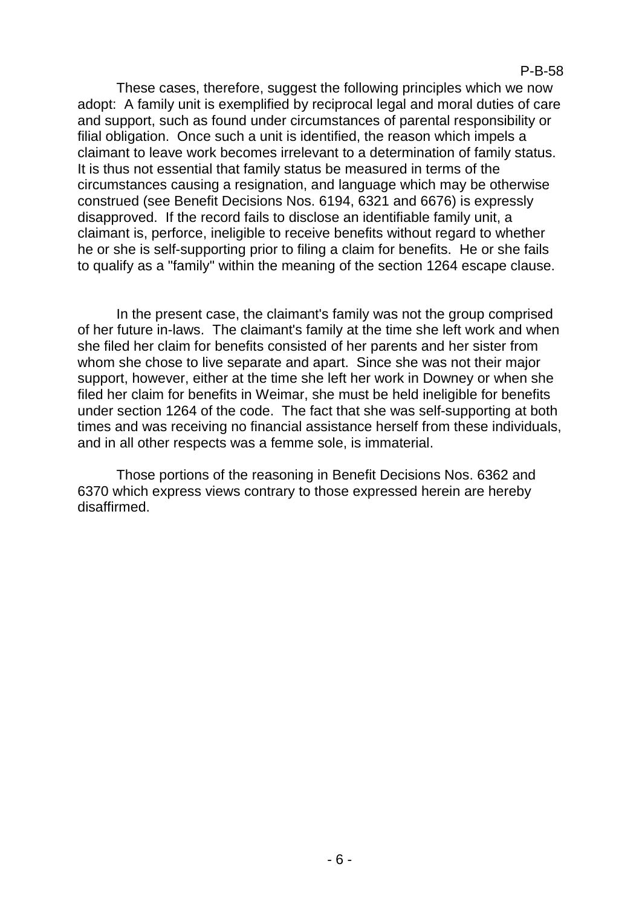These cases, therefore, suggest the following principles which we now adopt: A family unit is exemplified by reciprocal legal and moral duties of care and support, such as found under circumstances of parental responsibility or filial obligation. Once such a unit is identified, the reason which impels a claimant to leave work becomes irrelevant to a determination of family status. It is thus not essential that family status be measured in terms of the circumstances causing a resignation, and language which may be otherwise construed (see Benefit Decisions Nos. 6194, 6321 and 6676) is expressly disapproved. If the record fails to disclose an identifiable family unit, a claimant is, perforce, ineligible to receive benefits without regard to whether he or she is self-supporting prior to filing a claim for benefits. He or she fails to qualify as a "family" within the meaning of the section 1264 escape clause.

In the present case, the claimant's family was not the group comprised of her future in-laws. The claimant's family at the time she left work and when she filed her claim for benefits consisted of her parents and her sister from whom she chose to live separate and apart. Since she was not their major support, however, either at the time she left her work in Downey or when she filed her claim for benefits in Weimar, she must be held ineligible for benefits under section 1264 of the code. The fact that she was self-supporting at both times and was receiving no financial assistance herself from these individuals, and in all other respects was a femme sole, is immaterial.

Those portions of the reasoning in Benefit Decisions Nos. 6362 and 6370 which express views contrary to those expressed herein are hereby disaffirmed.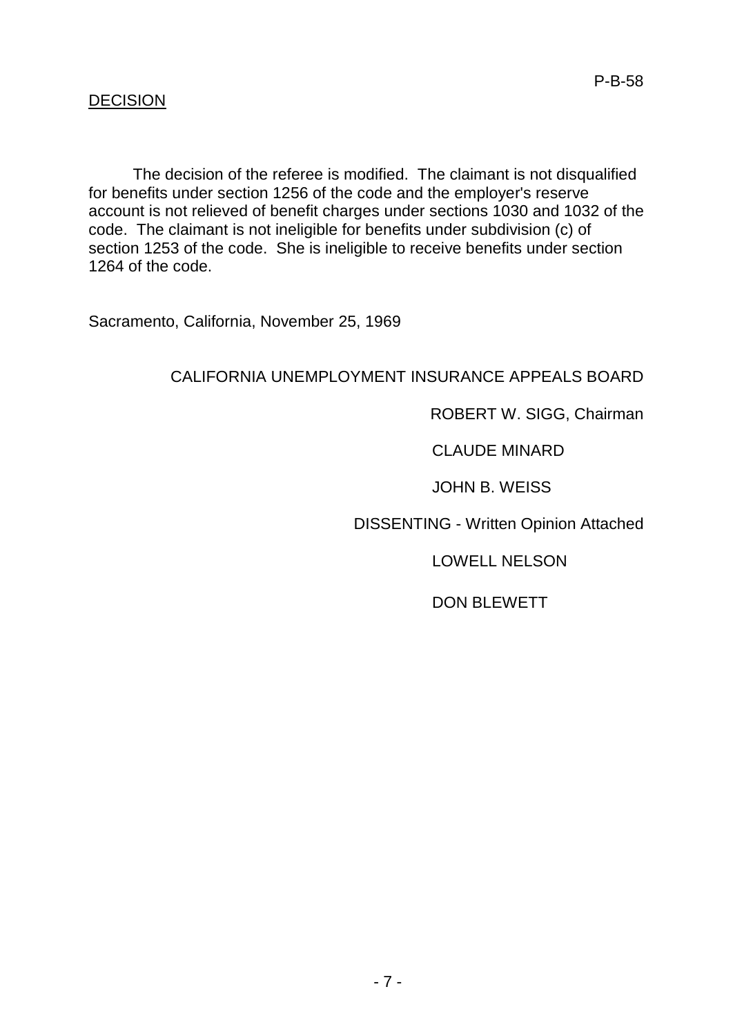## DECISION

The decision of the referee is modified. The claimant is not disqualified for benefits under section 1256 of the code and the employer's reserve account is not relieved of benefit charges under sections 1030 and 1032 of the code. The claimant is not ineligible for benefits under subdivision (c) of section 1253 of the code. She is ineligible to receive benefits under section 1264 of the code.

Sacramento, California, November 25, 1969

CALIFORNIA UNEMPLOYMENT INSURANCE APPEALS BOARD

ROBERT W. SIGG, Chairman

CLAUDE MINARD

JOHN B. WEISS

DISSENTING - Written Opinion Attached

LOWELL NELSON

DON BLEWETT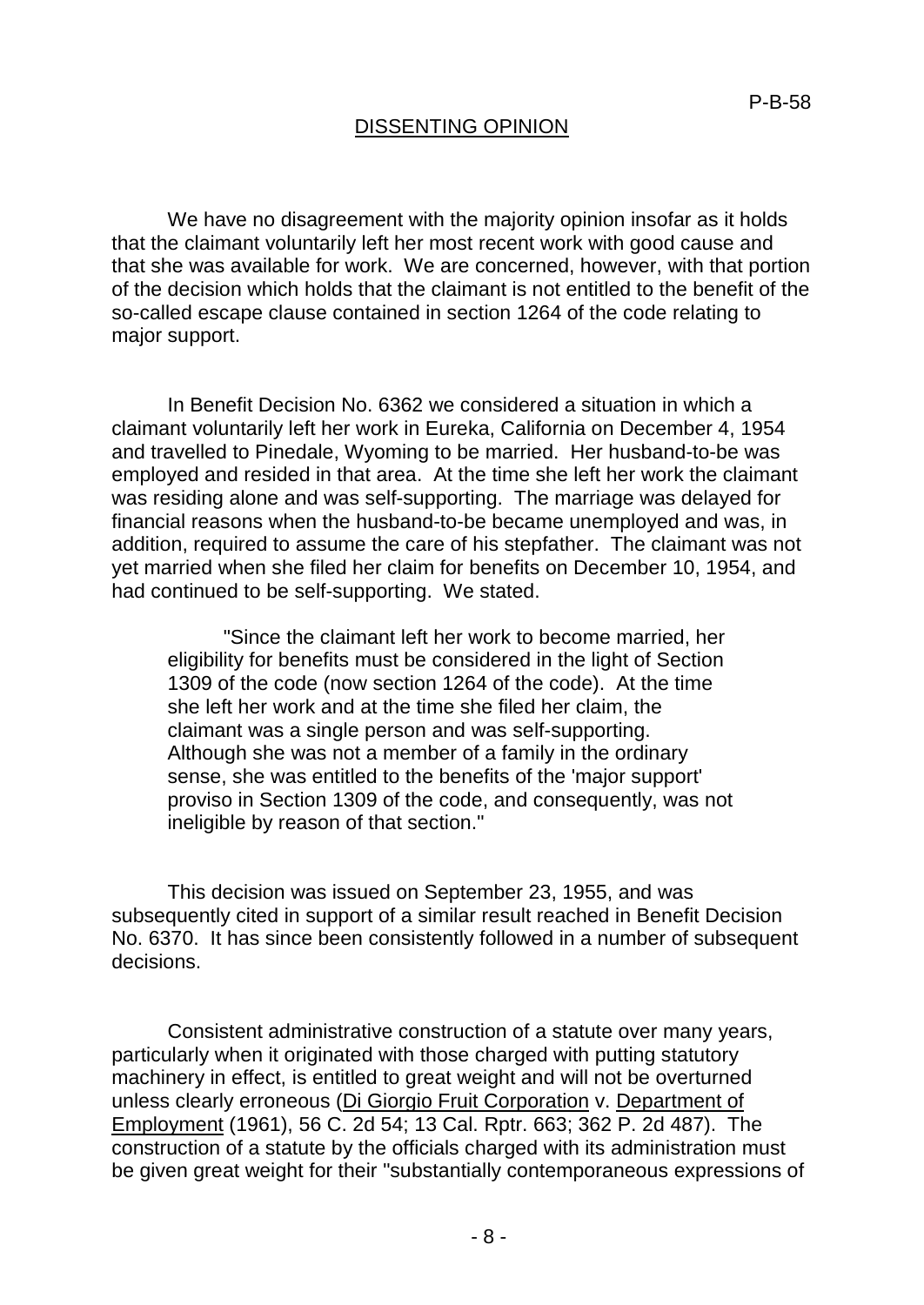## DISSENTING OPINION

We have no disagreement with the majority opinion insofar as it holds that the claimant voluntarily left her most recent work with good cause and that she was available for work. We are concerned, however, with that portion of the decision which holds that the claimant is not entitled to the benefit of the so-called escape clause contained in section 1264 of the code relating to major support.

In Benefit Decision No. 6362 we considered a situation in which a claimant voluntarily left her work in Eureka, California on December 4, 1954 and travelled to Pinedale, Wyoming to be married. Her husband-to-be was employed and resided in that area. At the time she left her work the claimant was residing alone and was self-supporting. The marriage was delayed for financial reasons when the husband-to-be became unemployed and was, in addition, required to assume the care of his stepfather. The claimant was not yet married when she filed her claim for benefits on December 10, 1954, and had continued to be self-supporting. We stated.

> "Since the claimant left her work to become married, her eligibility for benefits must be considered in the light of Section 1309 of the code (now section 1264 of the code). At the time she left her work and at the time she filed her claim, the claimant was a single person and was self-supporting. Although she was not a member of a family in the ordinary sense, she was entitled to the benefits of the 'major support' proviso in Section 1309 of the code, and consequently, was not ineligible by reason of that section."

This decision was issued on September 23, 1955, and was subsequently cited in support of a similar result reached in Benefit Decision No. 6370. It has since been consistently followed in a number of subsequent decisions.

Consistent administrative construction of a statute over many years, particularly when it originated with those charged with putting statutory machinery in effect, is entitled to great weight and will not be overturned unless clearly erroneous (Di Giorgio Fruit Corporation v. Department of Employment (1961), 56 C. 2d 54; 13 Cal. Rptr. 663; 362 P. 2d 487). The construction of a statute by the officials charged with its administration must be given great weight for their "substantially contemporaneous expressions of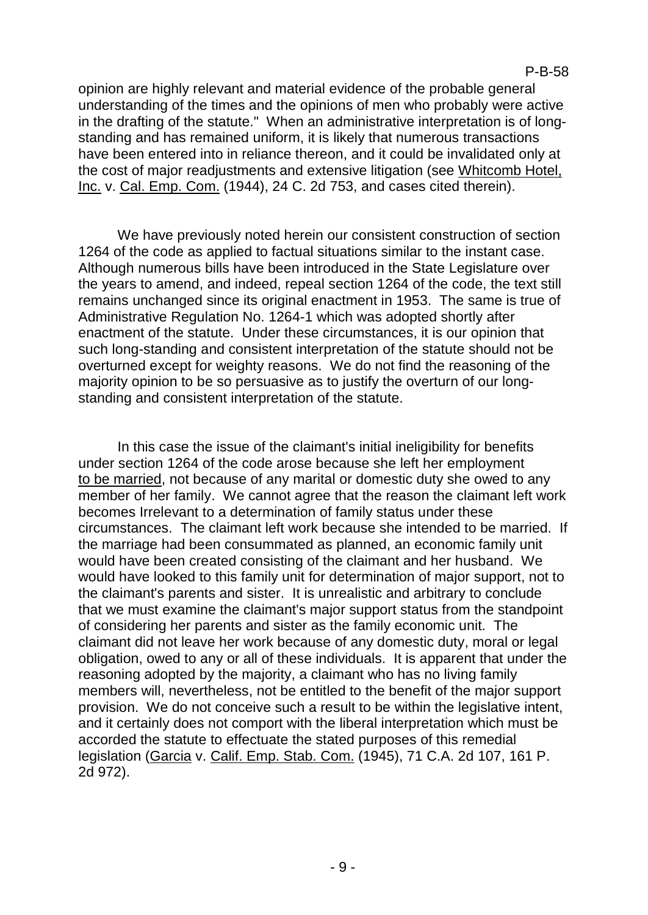opinion are highly relevant and material evidence of the probable general understanding of the times and the opinions of men who probably were active in the drafting of the statute." When an administrative interpretation is of long-standing and has remained uniform, it is likely that numerous transactions have been entered into in reliance thereon, and it could be invalidated only at the cost of major readjustments and extensive litigation (see Whitcomb Hotel, Inc. v. Cal. Emp. Com. (1944), 24 C. 2d 753, and cases cited therein).

We have previously noted herein our consistent construction of section 1264 of the code as applied to factual situations similar to the instant case. Although numerous bills have been introduced in the State Legislature over the years to amend, and indeed, repeal section 1264 of the code, the text still remains unchanged since its original enactment in 1953. The same is true of Administrative Regulation No. 1264-1 which was adopted shortly after enactment of the statute. Under these circumstances, it is our opinion that such long-standing and consistent interpretation of the statute should not be overturned except for weighty reasons. We do not find the reasoning of the majority opinion to be so persuasive as to justify the overturn of our long-standing and consistent interpretation of the statute.

In this case the issue of the claimant's initial ineligibility for benefits under section 1264 of the code arose because she left her employment to be married, not because of any marital or domestic duty she owed to any member of her family. We cannot agree that the reason the claimant left work becomes Irrelevant to a determination of family status under these circumstances. The claimant left work because she intended to be married. If the marriage had been consummated as planned, an economic family unit would have been created consisting of the claimant and her husband. We would have looked to this family unit for determination of major support, not to the claimant's parents and sister. It is unrealistic and arbitrary to conclude that we must examine the claimant's major support status from the standpoint of considering her parents and sister as the family economic unit. The claimant did not leave her work because of any domestic duty, moral or legal obligation, owed to any or all of these individuals. It is apparent that under the reasoning adopted by the majority, a claimant who has no living family members will, nevertheless, not be entitled to the benefit of the major support provision. We do not conceive such a result to be within the legislative intent, and it certainly does not comport with the liberal interpretation which must be accorded the statute to effectuate the stated purposes of this remedial legislation (Garcia v. Calif. Emp. Stab. Com. (1945), 71 C.A. 2d 107, 161 P. 2d 972).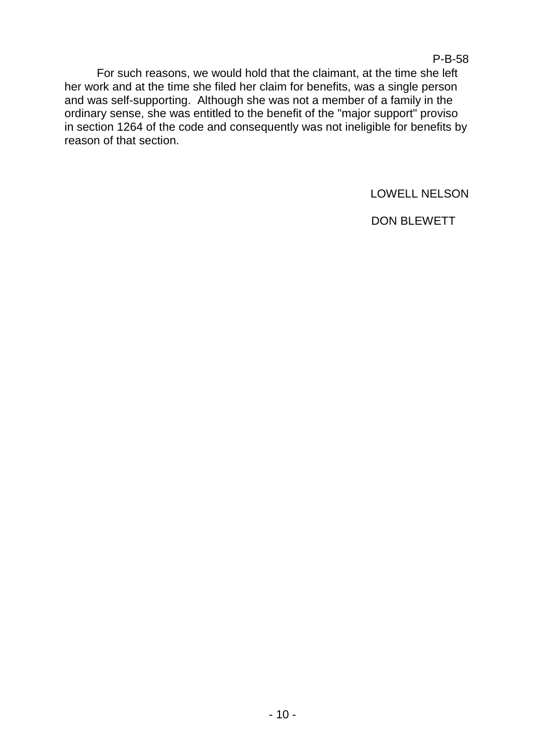For such reasons, we would hold that the claimant, at the time she left her work and at the time she filed her claim for benefits, was a single person and was self-supporting. Although she was not a member of a family in the ordinary sense, she was entitled to the benefit of the "major support" proviso in section 1264 of the code and consequently was not ineligible for benefits by reason of that section.

LOWELL NELSON

DON BLEWETT